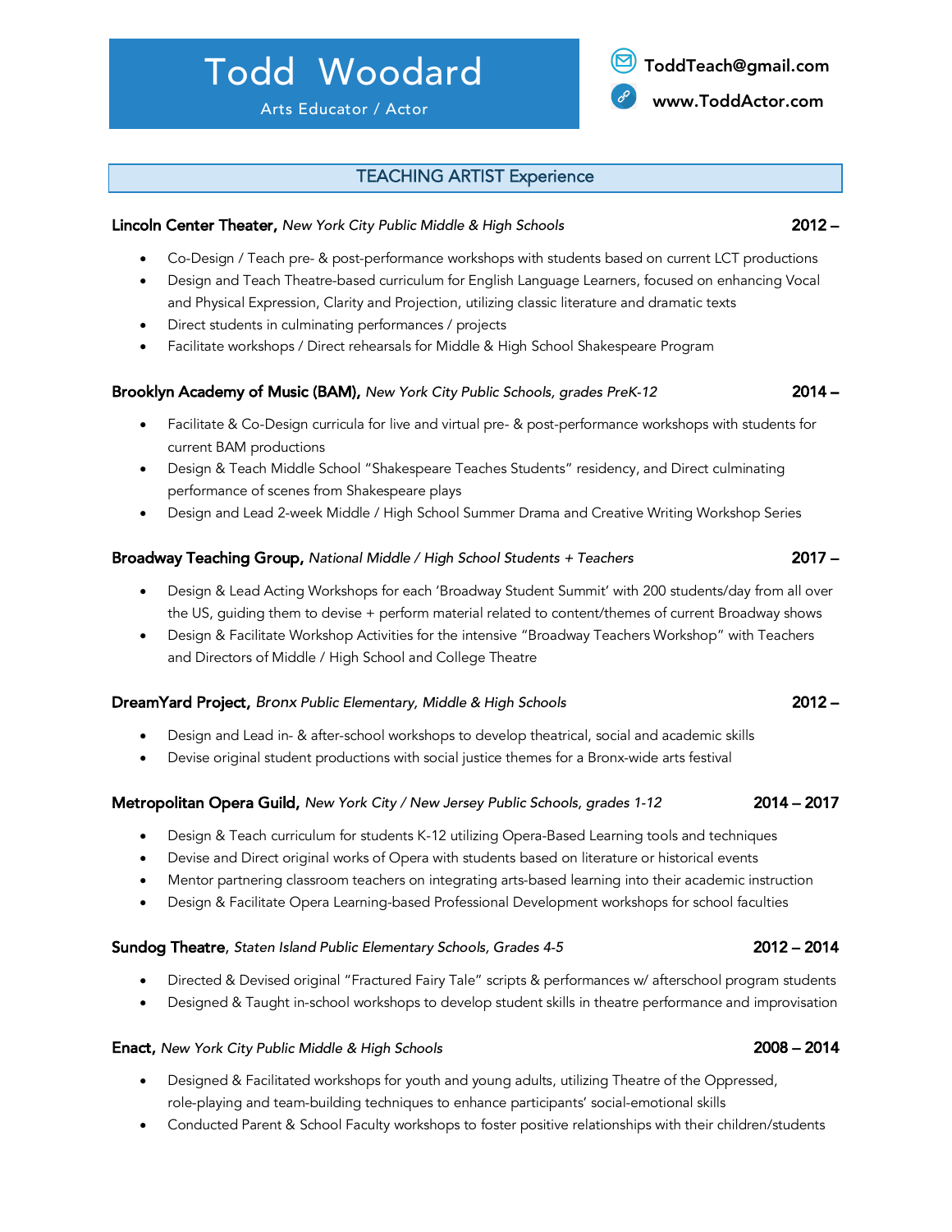# Todd Woodard

Arts Educator / Actor

ToddTeach@gmail.com

www.ToddActor.com

## TEACHING ARTIST Experience

**Lincoln Center Theater,** *New York City Public Middle & High Schools* **2012 –**

- Co-Design / Teach pre- & post-performance workshops with students based on current LCT productions
- Design and Teach Theatre-based curriculum for English Language Learners, focused on enhancing Vocal and Physical Expression, Clarity and Projection, utilizing classic literature and dramatic texts
- Direct students in culminating performances / projects
- Facilitate workshops / Direct rehearsals for Middle & High School Shakespeare Program

**Brooklyn Academy of Music (BAM),** *New York City Public Schools, grades PreK-12* **2014 –**

- Facilitate & Co-Design curricula for live and virtual pre- & post-performance workshops with students for current BAM productions
- Design & Teach Middle School "Shakespeare Teaches Students" residency, and Direct culminating performance of scenes from Shakespeare plays
- Design and Lead 2-week Middle / High School Summer Drama and Creative Writing Workshop Series

**Broadway Teaching Group,** *National Middle / High School Students + Teachers* **2017 –**

- Design & Lead Acting Workshops for each 'Broadway Student Summit' with 200 students/day from all over the US, guiding them to devise + perform material related to content/themes of current Broadway shows
- Design & Facilitate Workshop Activities for the intensive "Broadway Teachers Workshop" with Teachers and Directors of Middle / High School and College Theatre

**DreamYard Project,** *Bronx Public Elementary, Middle & High Schools* **2012 –**

- Design and Lead in- & after-school workshops to develop theatrical, social and academic skills
- Devise original student productions with social justice themes for a Bronx-wide arts festival

**Metropolitan Opera Guild,** *New York City / New Jersey Public Schools, grades 1-12* **2014 – 2017**

- Design & Teach curriculum for students K-12 utilizing Opera-Based Learning tools and techniques
- Devise and Direct original works of Opera with students based on literature or historical events
- Mentor partnering classroom teachers on integrating arts-based learning into their academic instruction
- Design & Facilitate Opera Learning-based Professional Development workshops for school faculties

**Sundog Theatre,** *Staten Island Public Elementary Schools, Grades 4-5* **2012 – 2014**

- Directed & Devised original "Fractured Fairy Tale" scripts & performances w/ afterschool program students
- Designed & Taught in-school workshops to develop student skills in theatre performance and improvisation

**Enact,** *New York City Public Middle & High Schools* **2008 – 2014**

- Designed & Facilitated workshops for youth and young adults, utilizing Theatre of the Oppressed, role-playing and team-building techniques to enhance participants' social-emotional skills
- Conducted Parent & School Faculty workshops to foster positive relationships with their children/students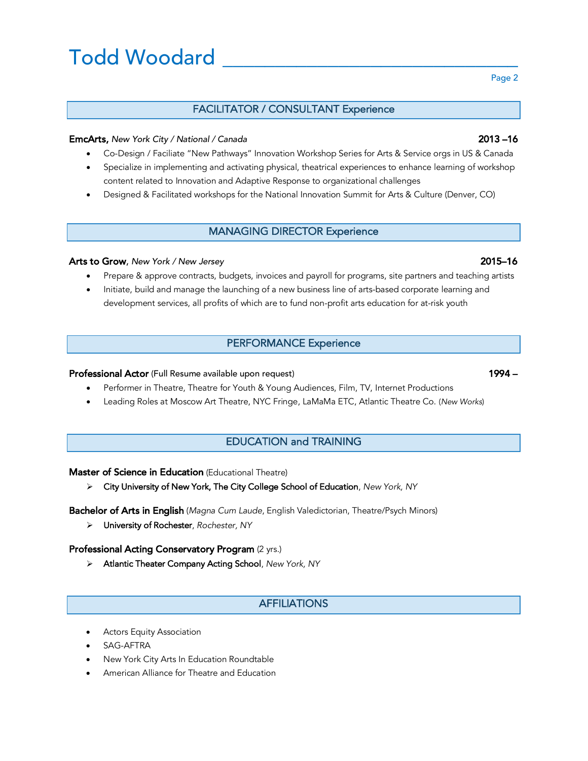## FACILITATOR / CONSULTANT Experience

**EmcArts,** *New York City / National / Canada* **2013 –16**

- Co-Design / Faciliate "New Pathways" Innovation Workshop Series for Arts & Service orgs in US & Canada
- Specialize in implementing and activating physical, theatrical experiences to enhance learning of workshop content related to Innovation and Adaptive Response to organizational challenges
- Designed & Facilitated workshops for the National Innovation Summit for Arts & Culture (Denver, CO)

## MANAGING DIRECTOR Experience

**Arts to Grow**, *New York / New Jersey* **2015–16**

- Prepare & approve contracts, budgets, invoices and payroll for programs, site partners and teaching artists
- Initiate, build and manage the launching of a new business line of arts-based corporate learning and development services, all profits of which are to fund non-profit arts education for at-risk youth

## PERFORMANCE Experience

**Professional Actor** (Full Resume available upon request) **1994 –**

- Performer in Theatre, Theatre for Youth & Young Audiences, Film, TV, Internet Productions
- Leading Roles at Moscow Art Theatre, NYC Fringe, LaMaMa ETC, Atlantic Theatre Co. (*New Works*)

## EDUCATION and TRAINING

**Master of Science in Education** (Educational Theatre)

- **City University of New York, The City College School of Education**, *New York, NY*

**Bachelor of Arts in English** (*Magna Cum Laude*, English Valedictorian, Theatre/Psych Minors)

- **University of Rochester**, *Rochester, NY*

**Professional Acting Conservatory Program** (2 yrs.)

- **Atlantic Theater Company Acting School**, *New York, NY*

## AFFILIATIONS

- Actors Equity Association
- SAG-AFTRA
- New York City Arts In Education Roundtable
- American Alliance for Theatre and Education